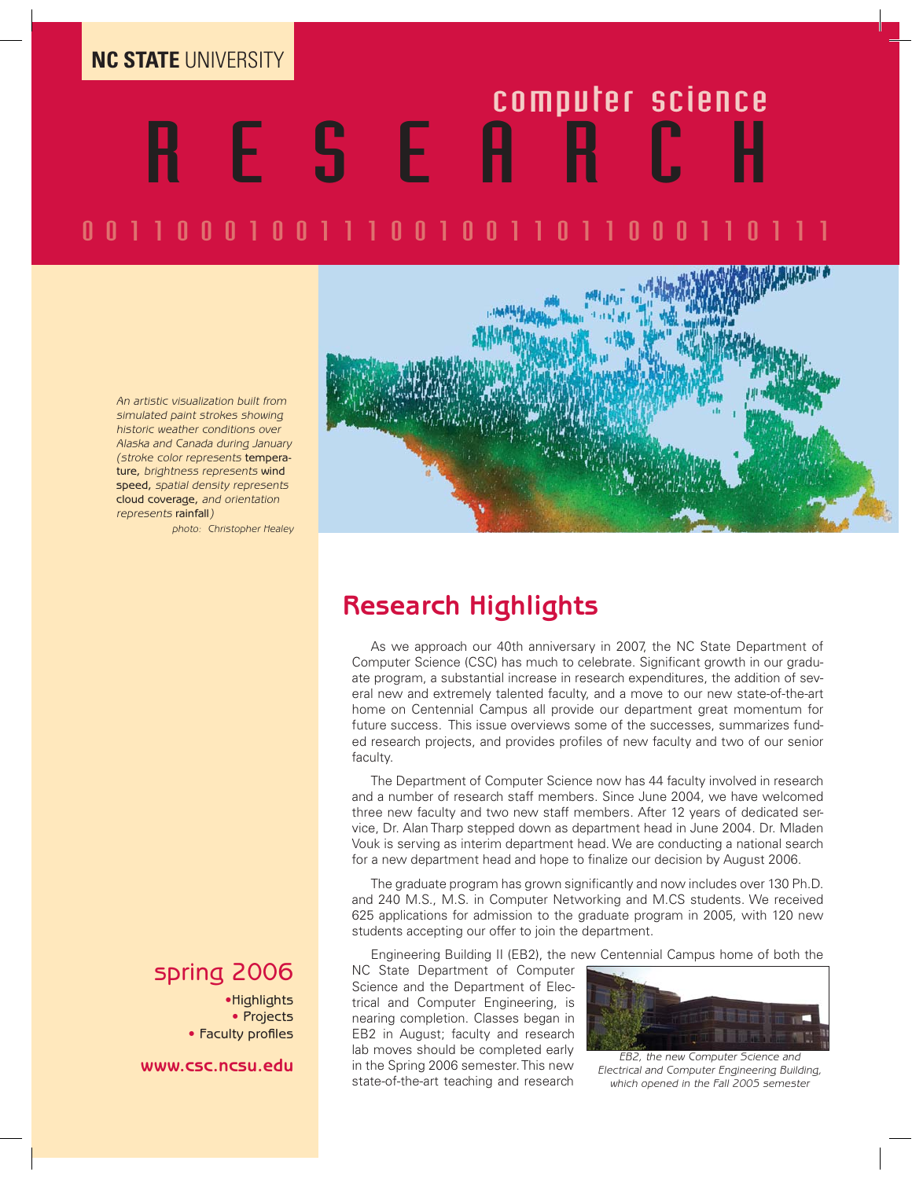**NC STATE** UNIVERSITY

# computer science RESEARCH

0 0 1 1 0 0 0 1 0 0 1 1 1 0 0 1 0 0 1 1 0 1 1 0 0 0 1 1 0 1 1 1

*An artistic visualization built from simulated paint strokes showing historic weather conditions over Alaska and Canada during January (stroke color represents* temperature, *brightness represents* wind speed, *spatial density represents* cloud coverage, *and orientation represents* rainfall*)*

*photo: Christopher Healey*

## spring 2006

- Highlights
- Projects
- Faculty profiles

**www.csc.ncsu.edu**

## Research Highlights

As we approach our 40th anniversary in 2007, the NC State Department of Computer Science (CSC) has much to celebrate. Significant growth in our graduate program, a substantial increase in research expenditures, the addition of several new and extremely talented faculty, and a move to our new state-of-the-art home on Centennial Campus all provide our department great momentum for future success. This issue overviews some of the successes, summarizes funded research projects, and provides profiles of new faculty and two of our senior faculty.

The Department of Computer Science now has 44 faculty involved in research and a number of research staff members. Since June 2004, we have welcomed three new faculty and two new staff members. After 12 years of dedicated service, Dr. Alan Tharp stepped down as department head in June 2004. Dr. Mladen Vouk is serving as interim department head. We are conducting a national search for a new department head and hope to finalize our decision by August 2006.

The graduate program has grown significantly and now includes over 130 Ph.D. and 240 M.S., M.S. in Computer Networking and M.CS students. We received 625 applications for admission to the graduate program in 2005, with 120 new students accepting our offer to join the department.

Engineering Building II (EB2), the new Centennial Campus home of both the NC State Department of Computer Science and the Department of Electrical and Computer Engineering, is nearing completion. Classes began in EB2 in August; faculty and research lab moves should be completed early in the Spring 2006 semester. This new state-of-the-art teaching and research

*EB2, the new Computer Science and Electrical and Computer Engineering Building, which opened in the Fall 2005 semester*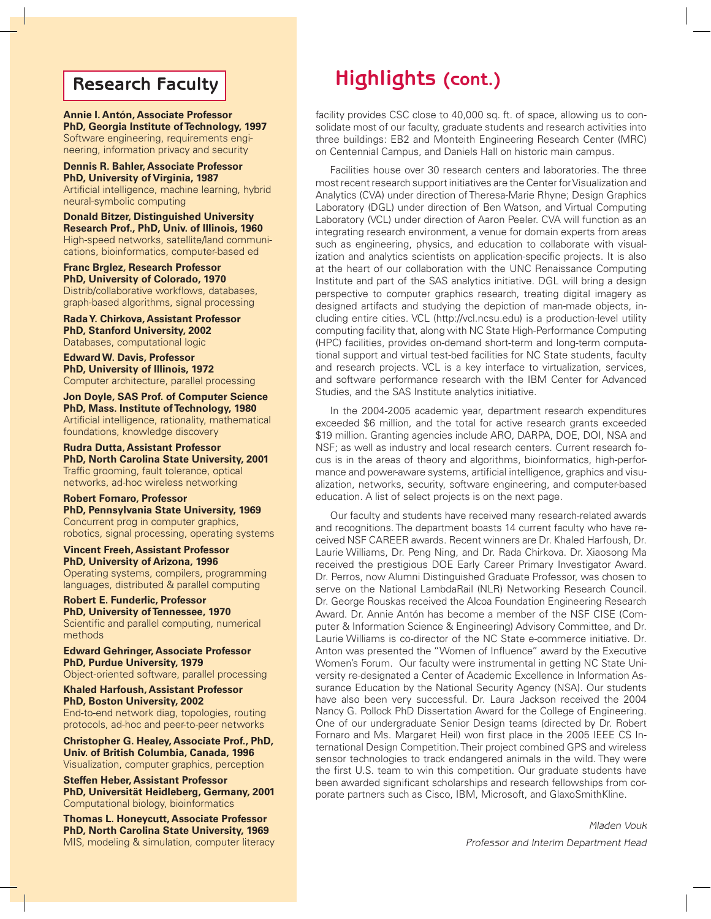## Research Faculty

**Annie I. Antón, Associate Professor**
**PhD, Georgia Institute of Technology, 1997**
Software engineering, requirements engineering, information privacy and security

**Dennis R. Bahler, Associate Professor**
**PhD, University of Virginia, 1987**
Artificial intelligence, machine learning, hybrid neural-symbolic computing

**Donald Bitzer, Distinguished University Research Prof., PhD, Univ. of Illinois, 1960**
High-speed networks, satellite/land communications, bioinformatics, computer-based ed

**Franc Brglez, Research Professor**
**PhD, University of Colorado, 1970**
Distrib/collaborative workflows, databases, graph-based algorithms, signal processing

**Rada Y. Chirkova, Assistant Professor**
**PhD, Stanford University, 2002**
Databases, computational logic

**Edward W. Davis, Professor**
**PhD, University of Illinois, 1972**
Computer architecture, parallel processing

**Jon Doyle, SAS Prof. of Computer Science**
**PhD, Mass. Institute of Technology, 1980**
Artificial intelligence, rationality, mathematical foundations, knowledge discovery

**Rudra Dutta, Assistant Professor**
**PhD, North Carolina State University, 2001**
Traffic grooming, fault tolerance, optical networks, ad-hoc wireless networking

**Robert Fornaro, Professor**
**PhD, Pennsylvania State University, 1969**
Concurrent prog in computer graphics, robotics, signal processing, operating systems

**Vincent Freeh, Assistant Professor**
**PhD, University of Arizona, 1996**
Operating systems, compilers, programming languages, distributed & parallel computing

**Robert E. Funderlic, Professor**
**PhD, University of Tennessee, 1970**
Scientific and parallel computing, numerical methods

**Edward Gehringer, Associate Professor**
**PhD, Purdue University, 1979**
Object-oriented software, parallel processing

**Khaled Harfoush, Assistant Professor**
**PhD, Boston University, 2002**
End-to-end network diag, topologies, routing protocols, ad-hoc and peer-to-peer networks

**Christopher G. Healey, Associate Prof., PhD, Univ. of British Columbia, Canada, 1996**
Visualization, computer graphics, perception

**Steffen Heber, Assistant Professor**
**PhD, Universität Heidleberg, Germany, 2001**
Computational biology, bioinformatics

**Thomas L. Honeycutt, Associate Professor**
**PhD, North Carolina State University, 1969**
MIS, modeling & simulation, computer literacy

## Highlights (cont.)

facility provides CSC close to 40,000 sq. ft. of space, allowing us to consolidate most of our faculty, graduate students and research activities into three buildings: EB2 and Monteith Engineering Research Center (MRC) on Centennial Campus, and Daniels Hall on historic main campus.

Facilities house over 30 research centers and laboratories. The three most recent research support initiatives are the Center for Visualization and Analytics (CVA) under direction of Theresa-Marie Rhyne; Design Graphics Laboratory (DGL) under direction of Ben Watson, and Virtual Computing Laboratory (VCL) under direction of Aaron Peeler. CVA will function as an integrating research environment, a venue for domain experts from areas such as engineering, physics, and education to collaborate with visualization and analytics scientists on application-specific projects. It is also at the heart of our collaboration with the UNC Renaissance Computing Institute and part of the SAS analytics initiative. DGL will bring a design perspective to computer graphics research, treating digital imagery as designed artifacts and studying the depiction of man-made objects, including entire cities. VCL (http://vcl.ncsu.edu) is a production-level utility computing facility that, along with NC State High-Performance Computing (HPC) facilities, provides on-demand short-term and long-term computational support and virtual test-bed facilities for NC State students, faculty and research projects. VCL is a key interface to virtualization, services, and software performance research with the IBM Center for Advanced Studies, and the SAS Institute analytics initiative.

In the 2004-2005 academic year, department research expenditures exceeded $6 million, and the total for active research grants exceeded $19 million. Granting agencies include ARO, DARPA, DOE, DOI, NSA and NSF; as well as industry and local research centers. Current research focus is in the areas of theory and algorithms, bioinformatics, high-performance and power-aware systems, artificial intelligence, graphics and visualization, networks, security, software engineering, and computer-based education. A list of select projects is on the next page.

Our faculty and students have received many research-related awards and recognitions. The department boasts 14 current faculty who have received NSF CAREER awards. Recent winners are Dr. Khaled Harfoush, Dr. Laurie Williams, Dr. Peng Ning, and Dr. Rada Chirkova. Dr. Xiaosong Ma received the prestigious DOE Early Career Primary Investigator Award. Dr. Perros, now Alumni Distinguished Graduate Professor, was chosen to serve on the National LambdaRail (NLR) Networking Research Council. Dr. George Rouskas received the Alcoa Foundation Engineering Research Award. Dr. Annie Antón has become a member of the NSF CISE (Computer & Information Science & Engineering) Advisory Committee, and Dr. Laurie Williams is co-director of the NC State e-commerce initiative. Dr. Anton was presented the "Women of Influence" award by the Executive Women's Forum. Our faculty were instrumental in getting NC State University re-designated a Center of Academic Excellence in Information Assurance Education by the National Security Agency (NSA). Our students have also been very successful. Dr. Laura Jackson received the 2004 Nancy G. Pollock PhD Dissertation Award for the College of Engineering. One of our undergraduate Senior Design teams (directed by Dr. Robert Fornaro and Ms. Margaret Heil) won first place in the 2005 IEEE CS International Design Competition. Their project combined GPS and wireless sensor technologies to track endangered animals in the wild. They were the first U.S. team to win this competition. Our graduate students have been awarded significant scholarships and research fellowships from corporate partners such as Cisco, IBM, Microsoft, and GlaxoSmithKline.

*Mladen Vouk*
*Professor and Interim Department Head*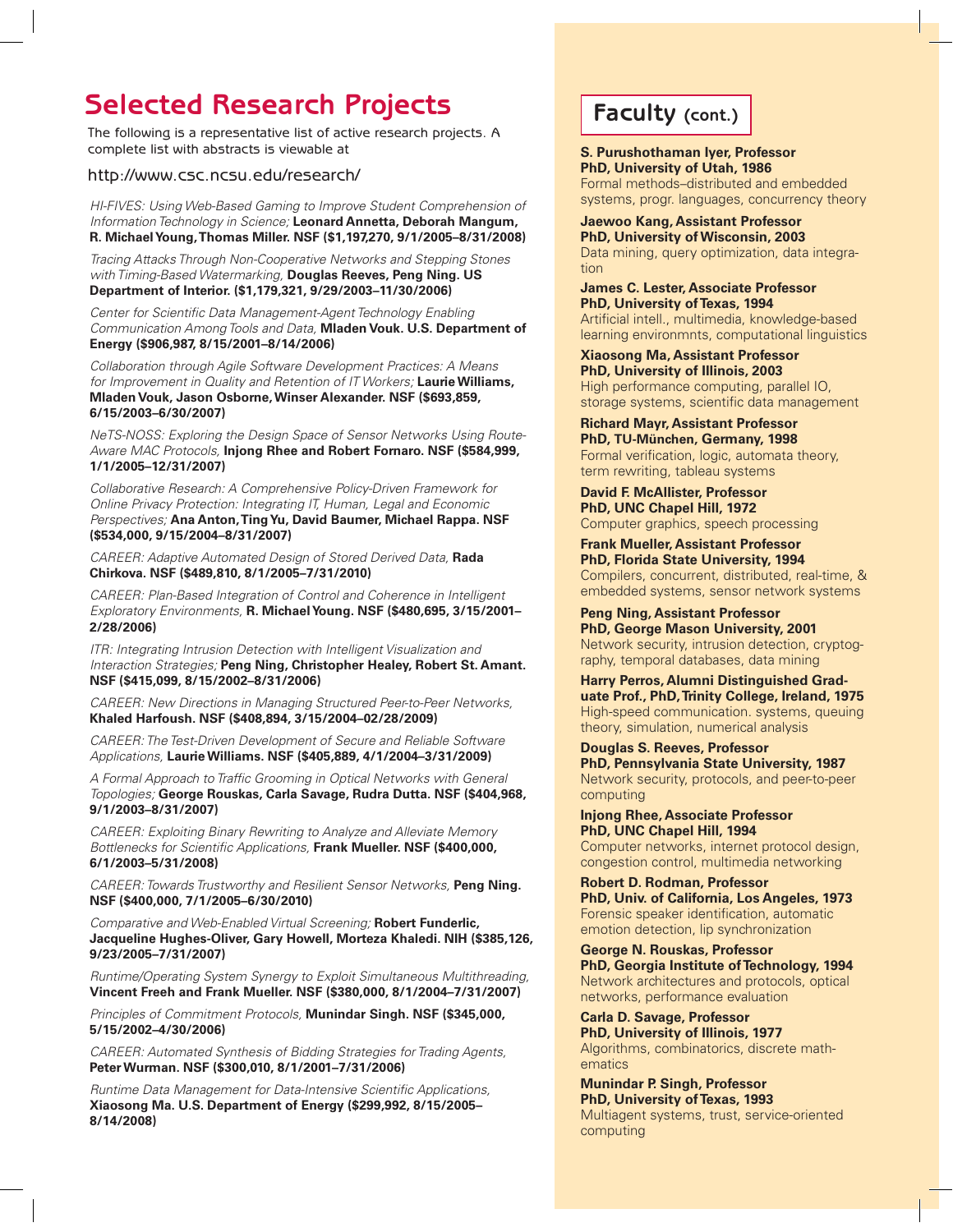# Selected Research Projects

The following is a representative list of active research projects. A complete list with abstracts is viewable at

http://www.csc.ncsu.edu/research/

*HI-FIVES: Using Web-Based Gaming to Improve Student Comprehension of Information Technology in Science;* **Leonard Annetta, Deborah Mangum, R. Michael Young, Thomas Miller. NSF ($1,197,270, 9/1/2005–8/31/2008)**

*Tracing Attacks Through Non-Cooperative Networks and Stepping Stones with Timing-Based Watermarking,* **Douglas Reeves, Peng Ning. US Department of Interior. ($1,179,321, 9/29/2003–11/30/2006)**

*Center for Scientific Data Management-Agent Technology Enabling Communication Among Tools and Data,* **Mladen Vouk. U.S. Department of Energy ($906,987, 8/15/2001–8/14/2006)**

*Collaboration through Agile Software Development Practices: A Means for Improvement in Quality and Retention of IT Workers;* **Laurie Williams, Mladen Vouk, Jason Osborne, Winser Alexander. NSF ($693,859, 6/15/2003–6/30/2007)**

*NeTS-NOSS: Exploring the Design Space of Sensor Networks Using Route-Aware MAC Protocols,* **Injong Rhee and Robert Fornaro. NSF ($584,999, 1/1/2005–12/31/2007)**

*Collaborative Research: A Comprehensive Policy-Driven Framework for Online Privacy Protection: Integrating IT, Human, Legal and Economic Perspectives;* **Ana Anton, Ting Yu, David Baumer, Michael Rappa. NSF ($534,000, 9/15/2004–8/31/2007)**

*CAREER: Adaptive Automated Design of Stored Derived Data,* **Rada Chirkova. NSF ($489,810, 8/1/2005–7/31/2010)**

*CAREER: Plan-Based Integration of Control and Coherence in Intelligent Exploratory Environments,* **R. Michael Young. NSF ($480,695, 3/15/2001–2/28/2006)**

*ITR: Integrating Intrusion Detection with Intelligent Visualization and Interaction Strategies;* **Peng Ning, Christopher Healey, Robert St. Amant. NSF ($415,099, 8/15/2002–8/31/2006)**

*CAREER: New Directions in Managing Structured Peer-to-Peer Networks,* **Khaled Harfoush. NSF ($408,894, 3/15/2004–02/28/2009)**

*CAREER: The Test-Driven Development of Secure and Reliable Software Applications,* **Laurie Williams. NSF ($405,889, 4/1/2004–3/31/2009)**

*A Formal Approach to Traffic Grooming in Optical Networks with General Topologies;* **George Rouskas, Carla Savage, Rudra Dutta. NSF ($404,968, 9/1/2003–8/31/2007)**

*CAREER: Exploiting Binary Rewriting to Analyze and Alleviate Memory Bottlenecks for Scientific Applications,* **Frank Mueller. NSF ($400,000, 6/1/2003–5/31/2008)**

*CAREER: Towards Trustworthy and Resilient Sensor Networks,* **Peng Ning. NSF ($400,000, 7/1/2005–6/30/2010)**

*Comparative and Web-Enabled Virtual Screening;* **Robert Funderlic, Jacqueline Hughes-Oliver, Gary Howell, Morteza Khaledi. NIH ($385,126, 9/23/2005–7/31/2007)**

*Runtime/Operating System Synergy to Exploit Simultaneous Multithreading,* **Vincent Freeh and Frank Mueller. NSF ($380,000, 8/1/2004–7/31/2007)**

*Principles of Commitment Protocols,* **Munindar Singh. NSF ($345,000, 5/15/2002–4/30/2006)**

*CAREER: Automated Synthesis of Bidding Strategies for Trading Agents,* **Peter Wurman. NSF ($300,010, 8/1/2001–7/31/2006)**

*Runtime Data Management for Data-Intensive Scientific Applications,* **Xiaosong Ma. U.S. Department of Energy ($299,992, 8/15/2005–8/14/2008)**

# Faculty (cont.)

**S. Purushothaman Iyer, Professor**
**PhD, University of Utah, 1986**
Formal methods–distributed and embedded systems, progr. languages, concurrency theory

**Jaewoo Kang, Assistant Professor**
**PhD, University of Wisconsin, 2003**
Data mining, query optimization, data integration

**James C. Lester, Associate Professor**
**PhD, University of Texas, 1994**
Artificial intell., multimedia, knowledge-based learning environmnts, computational linguistics

**Xiaosong Ma, Assistant Professor**
**PhD, University of Illinois, 2003**
High performance computing, parallel IO, storage systems, scientific data management

**Richard Mayr, Assistant Professor**
**PhD, TU-München, Germany, 1998**
Formal verification, logic, automata theory, term rewriting, tableau systems

**David F. McAllister, Professor**
**PhD, UNC Chapel Hill, 1972**
Computer graphics, speech processing

**Frank Mueller, Assistant Professor**
**PhD, Florida State University, 1994**
Compilers, concurrent, distributed, real-time, & embedded systems, sensor network systems

**Peng Ning, Assistant Professor**
**PhD, George Mason University, 2001**
Network security, intrusion detection, cryptography, temporal databases, data mining

**Harry Perros, Alumni Distinguished Graduate Prof., PhD, Trinity College, Ireland, 1975**
High-speed communication. systems, queuing theory, simulation, numerical analysis

**Douglas S. Reeves, Professor**
**PhD, Pennsylvania State University, 1987**
Network security, protocols, and peer-to-peer computing

**Injong Rhee, Associate Professor**
**PhD, UNC Chapel Hill, 1994**
Computer networks, internet protocol design, congestion control, multimedia networking

**Robert D. Rodman, Professor**
**PhD, Univ. of California, Los Angeles, 1973**
Forensic speaker identification, automatic emotion detection, lip synchronization

**George N. Rouskas, Professor**
**PhD, Georgia Institute of Technology, 1994**
Network architectures and protocols, optical networks, performance evaluation

**Carla D. Savage, Professor**
**PhD, University of Illinois, 1977**
Algorithms, combinatorics, discrete mathematics

**Munindar P. Singh, Professor**
**PhD, University of Texas, 1993**
Multiagent systems, trust, service-oriented computing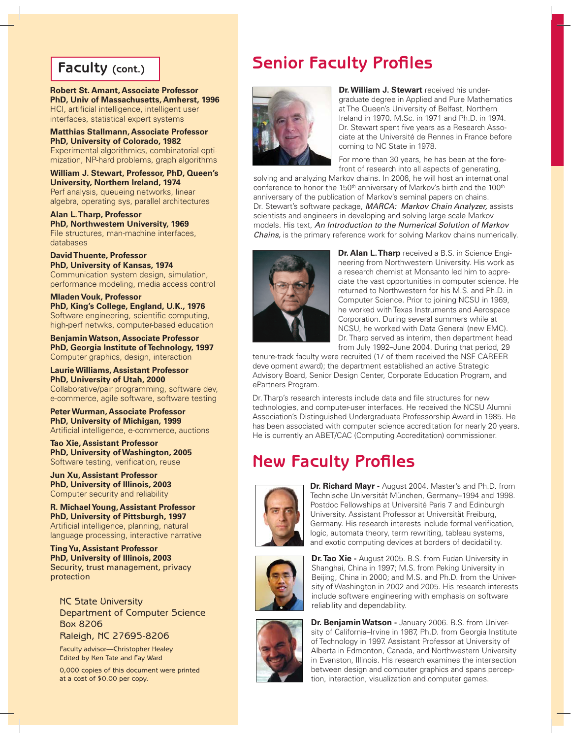## Faculty (cont.)

**Robert St. Amant, Associate Professor**
**PhD, Univ of Massachusetts, Amherst, 1996**
HCI, artificial intelligence, intelligent user interfaces, statistical expert systems

**Matthias Stallmann, Associate Professor**
**PhD, University of Colorado, 1982**
Experimental algorithmics, combinatorial optimization, NP-hard problems, graph algorithms

**William J. Stewart, Professor, PhD, Queen's University, Northern Ireland, 1974**
Perf analysis, queueing networks, linear algebra, operating sys, parallel architectures

**Alan L. Tharp, Professor**
**PhD, Northwestern University, 1969**
File structures, man-machine interfaces, databases

**David Thuente, Professor**
**PhD, University of Kansas, 1974**
Communication system design, simulation, performance modeling, media access control

**Mladen Vouk, Professor**
**PhD, King's College, England, U.K., 1976**
Software engineering, scientific computing, high-perf netwks, computer-based education

**Benjamin Watson, Associate Professor**
**PhD, Georgia Institute of Technology, 1997**
Computer graphics, design, interaction

**Laurie Williams, Assistant Professor**
**PhD, University of Utah, 2000**
Collaborative/pair programming, software dev, e-commerce, agile software, software testing

**Peter Wurman, Associate Professor**
**PhD, University of Michigan, 1999**
Artificial intelligence, e-commerce, auctions

**Tao Xie, Assistant Professor**
**PhD, University of Washington, 2005**
Software testing, verification, reuse

**Jun Xu, Assistant Professor**
**PhD, University of Illinois, 2003**
Computer security and reliability

**R. Michael Young, Assistant Professor**
**PhD, University of Pittsburgh, 1997**
Artificial intelligence, planning, natural language processing, interactive narrative

**Ting Yu, Assistant Professor**
**PhD, University of Illinois, 2003**
Security, trust management, privacy protection

NC State University
Department of Computer Science
Box 8206
Raleigh, NC 27695-8206

Faculty advisor—Christopher Healey
Edited by Ken Tate and Fay Ward

0,000 copies of this document were printed at a cost of $0.00 per copy.

# Senior Faculty Profiles

**Dr. William J. Stewart** received his undergraduate degree in Applied and Pure Mathematics at The Queen's University of Belfast, Northern Ireland in 1970. M.Sc. in 1971 and Ph.D. in 1974. Dr. Stewart spent five years as a Research Associate at the Université de Rennes in France before coming to NC State in 1978.

For more than 30 years, he has been at the forefront of research into all aspects of generating, solving and analyzing Markov chains. In 2006, he will host an international conference to honor the 150th anniversary of Markov's birth and the 100th anniversary of the publication of Markov's seminal papers on chains. Dr. Stewart's software package, *MARCA: Markov Chain Analyzer,* assists scientists and engineers in developing and solving large scale Markov models. His text, *An Introduction to the Numerical Solution of Markov Chains,* is the primary reference work for solving Markov chains numerically.

**Dr. Alan L. Tharp** received a B.S. in Science Engineering from Northwestern University. His work as a research chemist at Monsanto led him to appreciate the vast opportunities in computer science. He returned to Northwestern for his M.S. and Ph.D. in Computer Science. Prior to joining NCSU in 1969, he worked with Texas Instruments and Aerospace Corporation. During several summers while at NCSU, he worked with Data General (new EMC). Dr. Tharp served as interim, then department head from July 1992–June 2004. During that period, 29 tenure-track faculty were recruited (17 of them received the NSF CAREER development award); the department established an active Strategic Advisory Board, Senior Design Center, Corporate Education Program, and ePartners Program.

Dr. Tharp's research interests include data and file structures for new technologies, and computer-user interfaces. He received the NCSU Alumni Association's Distinguished Undergraduate Professorship Award in 1985. He has been associated with computer science accreditation for nearly 20 years. He is currently an ABET/CAC (Computing Accreditation) commissioner.

# New Faculty Profiles

**Dr. Richard Mayr -** August 2004. Master's and Ph.D. from Technische Universität München, Germany–1994 and 1998. Postdoc Fellowships at Université Paris 7 and Edinburgh University. Assistant Professor at Universität Freiburg, Germany. His research interests include formal verification, logic, automata theory, term rewriting, tableau systems, and exotic computing devices at borders of decidability.

**Dr. Tao Xie -** August 2005. B.S. from Fudan University in Shanghai, China in 1997; M.S. from Peking University in Beijing, China in 2000; and M.S. and Ph.D. from the University of Washington in 2002 and 2005. His research interests include software engineering with emphasis on software reliability and dependability.

**Dr. Benjamin Watson -** January 2006. B.S. from University of California–Irvine in 1987, Ph.D. from Georgia Institute of Technology in 1997. Assistant Professor at University of Alberta in Edmonton, Canada, and Northwestern University in Evanston, Illinois. His research examines the intersection between design and computer graphics and spans perception, interaction, visualization and computer games.